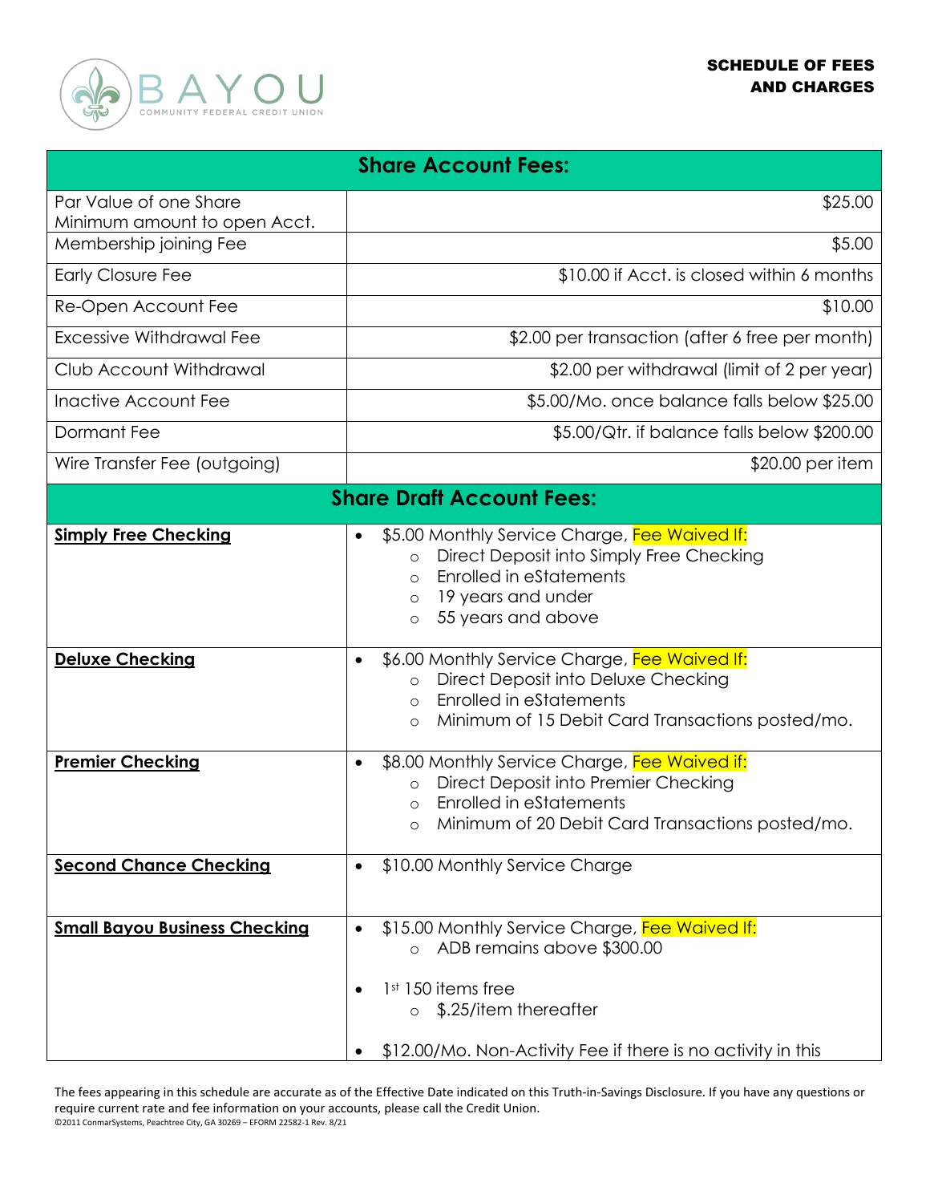BAYOU COMMUNITY FEDERAL CREDIT UNION

**SCHEDULE OF FEES AND CHARGES**

| **Share Account Fees:** | |
|---|---|
| Par Value of one Share<br>Minimum amount to open Acct. | $25.00 |
| Membership joining Fee | $5.00 |
| Early Closure Fee | $10.00 if Acct. is closed within 6 months |
| Re-Open Account Fee | $10.00 |
| Excessive Withdrawal Fee | $2.00 per transaction (after 6 free per month) |
| Club Account Withdrawal | $2.00 per withdrawal (limit of 2 per year) |
| Inactive Account Fee | $5.00/Mo. once balance falls below $25.00 |
| Dormant Fee | $5.00/Qtr. if balance falls below $200.00 |
| Wire Transfer Fee (outgoing) | $20.00 per item |
| **Share Draft Account Fees:** | |
| **Simply Free Checking** | • $5.00 Monthly Service Charge, Fee Waived If:<br>○ Direct Deposit into Simply Free Checking<br>○ Enrolled in eStatements<br>○ 19 years and under<br>○ 55 years and above |
| **Deluxe Checking** | • $6.00 Monthly Service Charge, Fee Waived If:<br>○ Direct Deposit into Deluxe Checking<br>○ Enrolled in eStatements<br>○ Minimum of 15 Debit Card Transactions posted/mo. |
| **Premier Checking** | • $8.00 Monthly Service Charge, Fee Waived if:<br>○ Direct Deposit into Premier Checking<br>○ Enrolled in eStatements<br>○ Minimum of 20 Debit Card Transactions posted/mo. |
| **Second Chance Checking** | • $10.00 Monthly Service Charge |
| **Small Bayou Business Checking** | • $15.00 Monthly Service Charge, Fee Waived If:<br>○ ADB remains above $300.00<br>• 1st 150 items free<br>○ $.25/item thereafter<br>• $12.00/Mo. Non-Activity Fee if there is no activity in this |

The fees appearing in this schedule are accurate as of the Effective Date indicated on this Truth-in-Savings Disclosure. If you have any questions or require current rate and fee information on your accounts, please call the Credit Union.

©2011 ConmarSystems, Peachtree City, GA 30269 – EFORM 22582-1 Rev. 8/21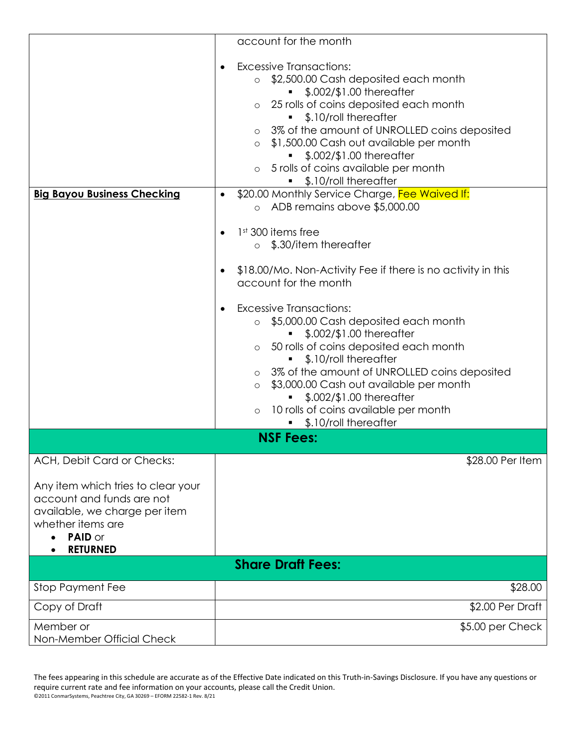| | |
|---|---|
| | account for the month<br><br>• Excessive Transactions:<br>  ○ $2,500.00 Cash deposited each month<br>    ▪ $.002/$1.00 thereafter<br>  ○ 25 rolls of coins deposited each month<br>    ▪ $.10/roll thereafter<br>  ○ 3% of the amount of UNROLLED coins deposited<br>  ○ $1,500.00 Cash out available per month<br>    ▪ $.002/$1.00 thereafter<br>  ○ 5 rolls of coins available per month<br>    ▪ $.10/roll thereafter |
| **Big Bayou Business Checking** | • $20.00 Monthly Service Charge, Fee Waived If:<br>  ○ ADB remains above $5,000.00<br><br>• 1st 300 items free<br>  ○ $.30/item thereafter<br><br>• $18.00/Mo. Non-Activity Fee if there is no activity in this account for the month<br><br>• Excessive Transactions:<br>  ○ $5,000.00 Cash deposited each month<br>    ▪ $.002/$1.00 thereafter<br>  ○ 50 rolls of coins deposited each month<br>    ▪ $.10/roll thereafter<br>  ○ 3% of the amount of UNROLLED coins deposited<br>  ○ $3,000.00 Cash out available per month<br>    ▪ $.002/$1.00 thereafter<br>  ○ 10 rolls of coins available per month<br>    ▪ $.10/roll thereafter |
| **NSF Fees:** | |
| ACH, Debit Card or Checks:<br><br>Any item which tries to clear your account and funds are not available, we charge per item whether items are<br>• **PAID** or<br>• **RETURNED** | $28.00 Per Item |
| **Share Draft Fees:** | |
| Stop Payment Fee | $28.00 |
| Copy of Draft | $2.00 Per Draft |
| Member or Non-Member Official Check | $5.00 per Check |

The fees appearing in this schedule are accurate as of the Effective Date indicated on this Truth-in-Savings Disclosure. If you have any questions or require current rate and fee information on your accounts, please call the Credit Union.

©2011 ConmarSystems, Peachtree City, GA 30269 – EFORM 22582-1 Rev. 8/21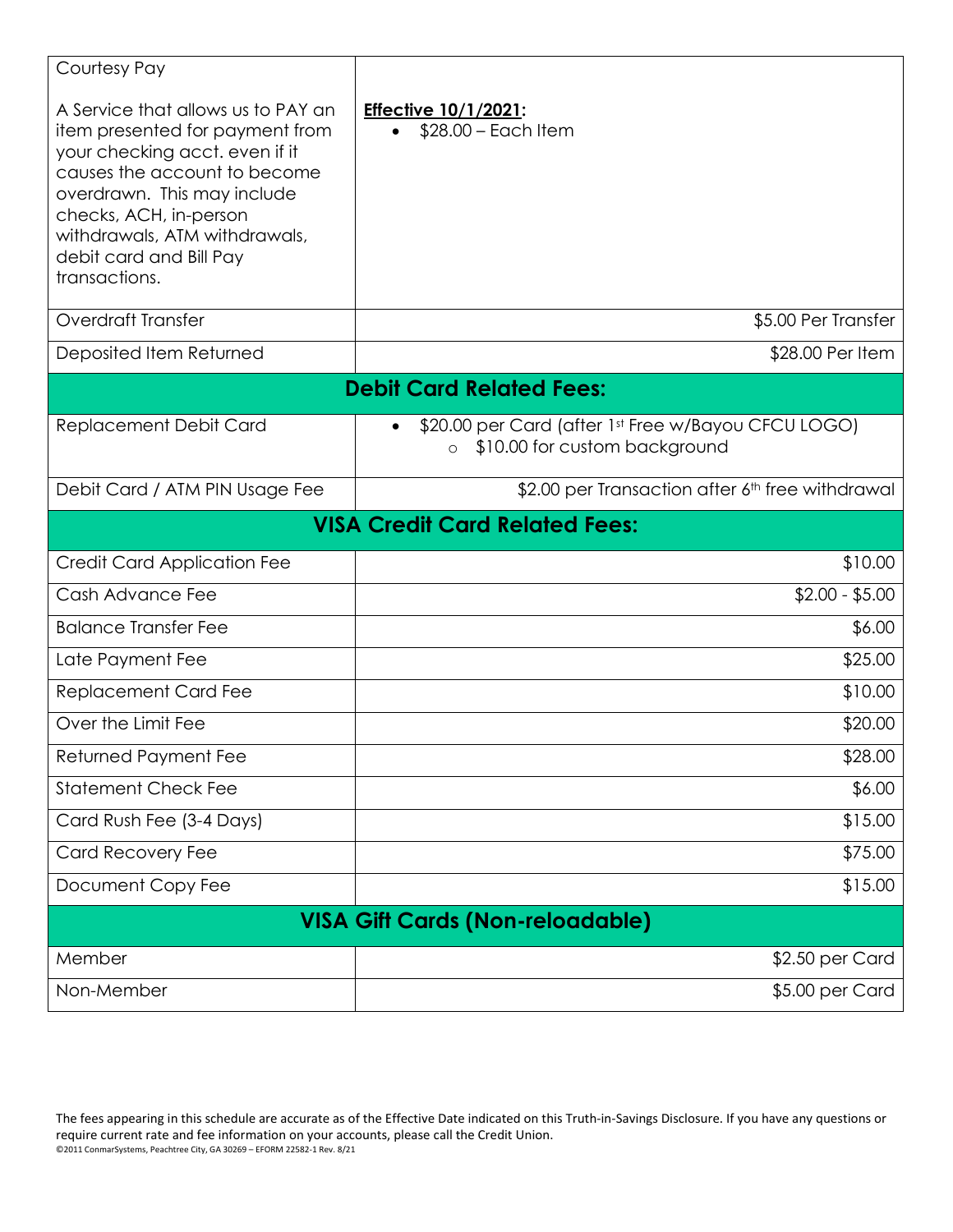| | |
|---|---|
| Courtesy Pay<br><br>A Service that allows us to PAY an item presented for payment from your checking acct. even if it causes the account to become overdrawn. This may include checks, ACH, in-person withdrawals, ATM withdrawals, debit card and Bill Pay transactions. | **Effective 10/1/2021:**<br>• $28.00 – Each Item |
| Overdraft Transfer | $5.00 Per Transfer |
| Deposited Item Returned | $28.00 Per Item |
| **Debit Card Related Fees:** | |
| Replacement Debit Card | • $20.00 per Card (after 1st Free w/Bayou CFCU LOGO)<br>  ○ $10.00 for custom background |
| Debit Card / ATM PIN Usage Fee | $2.00 per Transaction after 6th free withdrawal |
| **VISA Credit Card Related Fees:** | |
| Credit Card Application Fee | $10.00 |
| Cash Advance Fee | $2.00 - $5.00 |
| Balance Transfer Fee | $6.00 |
| Late Payment Fee | $25.00 |
| Replacement Card Fee | $10.00 |
| Over the Limit Fee | $20.00 |
| Returned Payment Fee | $28.00 |
| Statement Check Fee | $6.00 |
| Card Rush Fee (3-4 Days) | $15.00 |
| Card Recovery Fee | $75.00 |
| Document Copy Fee | $15.00 |
| **VISA Gift Cards (Non-reloadable)** | |
| Member | $2.50 per Card |
| Non-Member | $5.00 per Card |

The fees appearing in this schedule are accurate as of the Effective Date indicated on this Truth-in-Savings Disclosure. If you have any questions or require current rate and fee information on your accounts, please call the Credit Union.

©2011 ConmarSystems, Peachtree City, GA 30269 – EFORM 22582-1 Rev. 8/21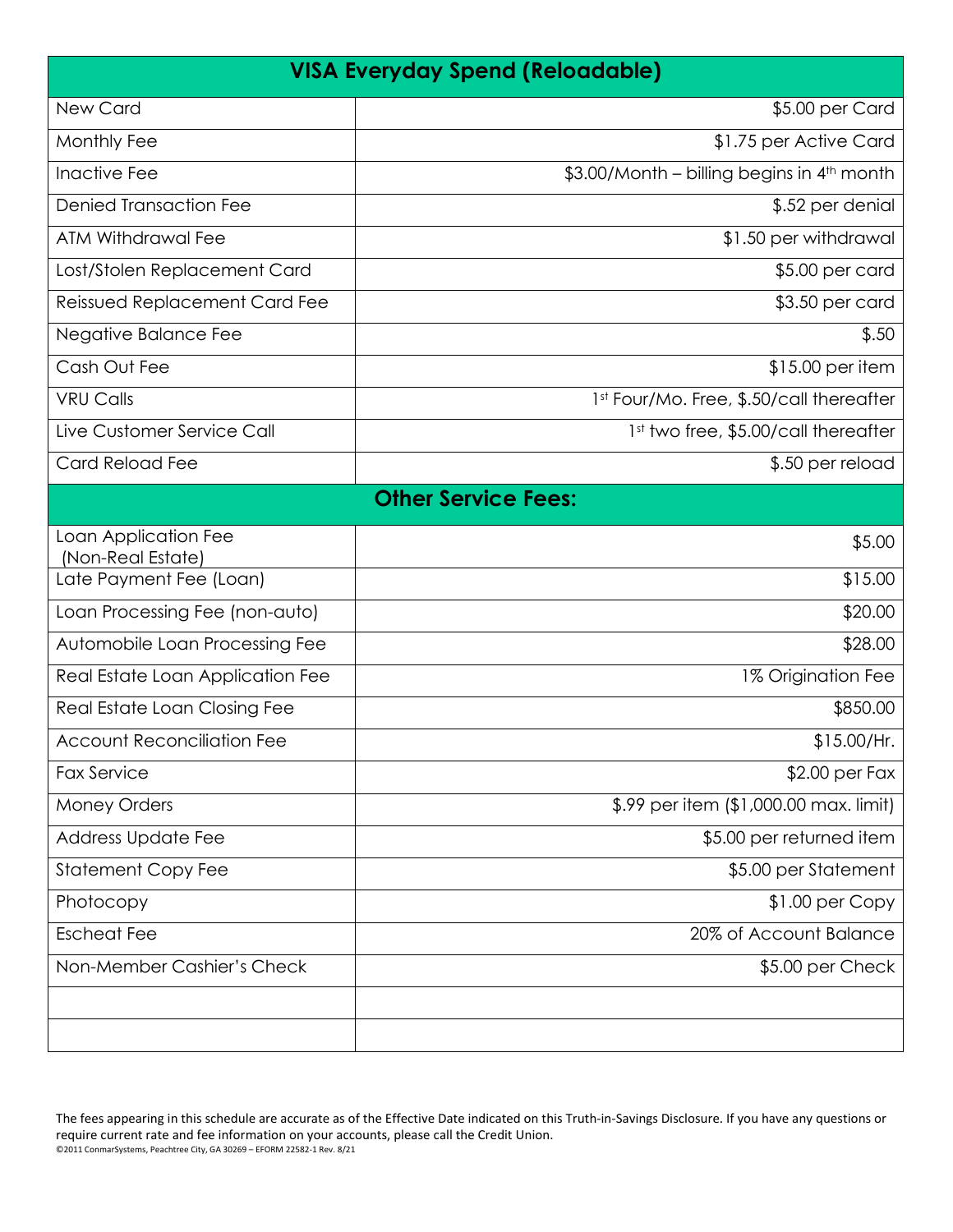| VISA Everyday Spend (Reloadable) | |
| --- | --- |
| New Card | $5.00 per Card |
| Monthly Fee | $1.75 per Active Card |
| Inactive Fee | $3.00/Month – billing begins in 4th month |
| Denied Transaction Fee | $.52 per denial |
| ATM Withdrawal Fee | $1.50 per withdrawal |
| Lost/Stolen Replacement Card | $5.00 per card |
| Reissued Replacement Card Fee | $3.50 per card |
| Negative Balance Fee | $.50 |
| Cash Out Fee | $15.00 per item |
| VRU Calls | 1st Four/Mo. Free, $.50/call thereafter |
| Live Customer Service Call | 1st two free, $5.00/call thereafter |
| Card Reload Fee | $.50 per reload |
| **Other Service Fees:** | |
| Loan Application Fee (Non-Real Estate) | $5.00 |
| Late Payment Fee (Loan) | $15.00 |
| Loan Processing Fee (non-auto) | $20.00 |
| Automobile Loan Processing Fee | $28.00 |
| Real Estate Loan Application Fee | 1% Origination Fee |
| Real Estate Loan Closing Fee | $850.00 |
| Account Reconciliation Fee | $15.00/Hr. |
| Fax Service | $2.00 per Fax |
| Money Orders | $.99 per item ($1,000.00 max. limit) |
| Address Update Fee | $5.00 per returned item |
| Statement Copy Fee | $5.00 per Statement |
| Photocopy | $1.00 per Copy |
| Escheat Fee | 20% of Account Balance |
| Non-Member Cashier's Check | $5.00 per Check |
| | |
| | |

The fees appearing in this schedule are accurate as of the Effective Date indicated on this Truth-in-Savings Disclosure. If you have any questions or require current rate and fee information on your accounts, please call the Credit Union.

©2011 ConmarSystems, Peachtree City, GA 30269 – EFORM 22582-1 Rev. 8/21